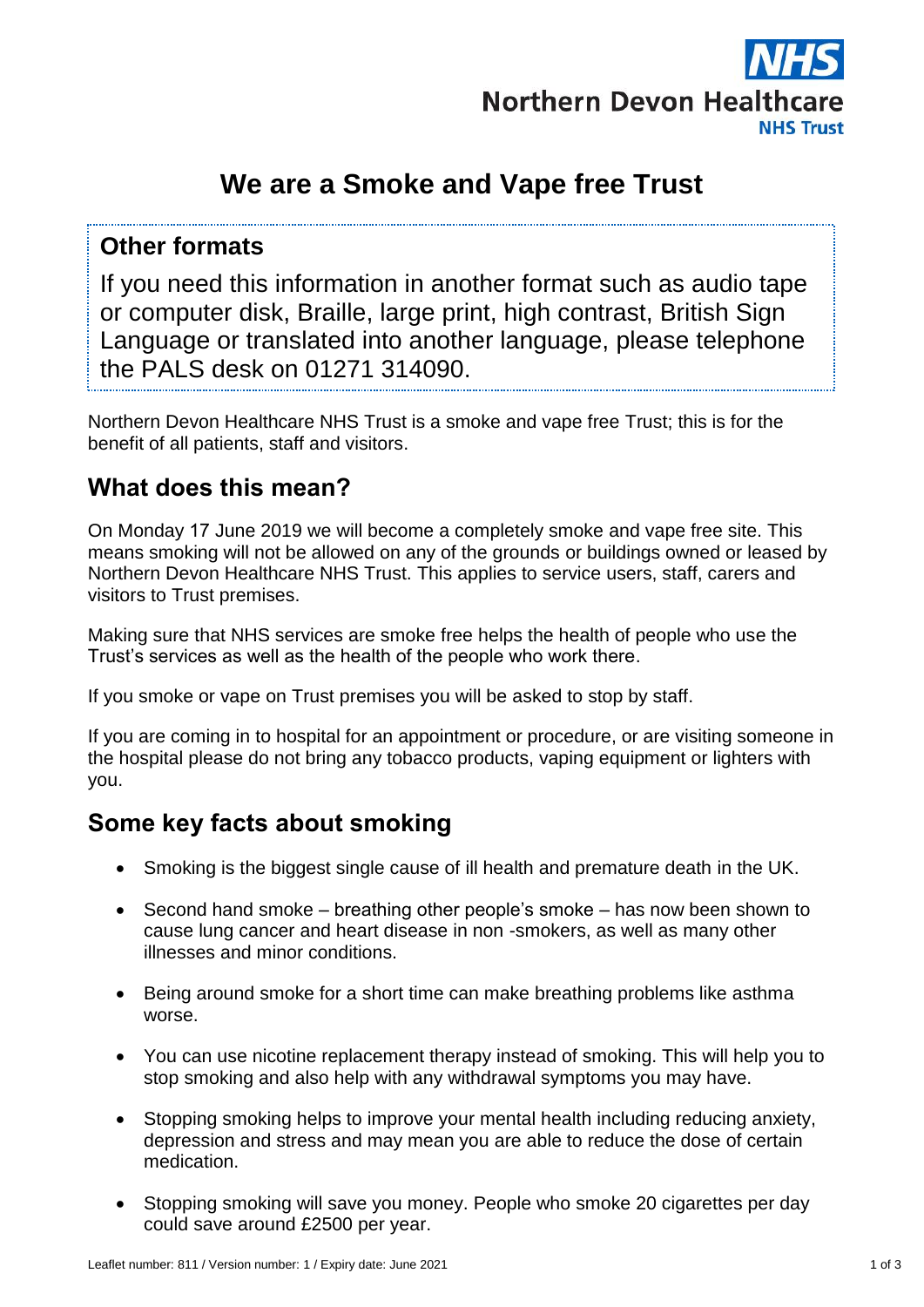Northern Devon Healthcare NHS Trust

# We are a Smoke and Vape free Trust

## Other formats

If you need this information in another format such as audio tape or computer disk, Braille, large print, high contrast, British Sign Language or translated into another language, please telephone the PALS desk on 01271 314090.

Northern Devon Healthcare NHS Trust is a smoke and vape free Trust; this is for the benefit of all patients, staff and visitors.

## What does this mean?

On Monday 17 June 2019 we will become a completely smoke and vape free site. This means smoking will not be allowed on any of the grounds or buildings owned or leased by Northern Devon Healthcare NHS Trust. This applies to service users, staff, carers and visitors to Trust premises.

Making sure that NHS services are smoke free helps the health of people who use the Trust's services as well as the health of the people who work there.

If you smoke or vape on Trust premises you will be asked to stop by staff.

If you are coming in to hospital for an appointment or procedure, or are visiting someone in the hospital please do not bring any tobacco products, vaping equipment or lighters with you.

## Some key facts about smoking

- Smoking is the biggest single cause of ill health and premature death in the UK.
- Second hand smoke – breathing other people's smoke – has now been shown to cause lung cancer and heart disease in non -smokers, as well as many other illnesses and minor conditions.
- Being around smoke for a short time can make breathing problems like asthma worse.
- You can use nicotine replacement therapy instead of smoking. This will help you to stop smoking and also help with any withdrawal symptoms you may have.
- Stopping smoking helps to improve your mental health including reducing anxiety, depression and stress and may mean you are able to reduce the dose of certain medication.
- Stopping smoking will save you money. People who smoke 20 cigarettes per day could save around £2500 per year.

Leaflet number: 811 / Version number: 1 / Expiry date: June 2021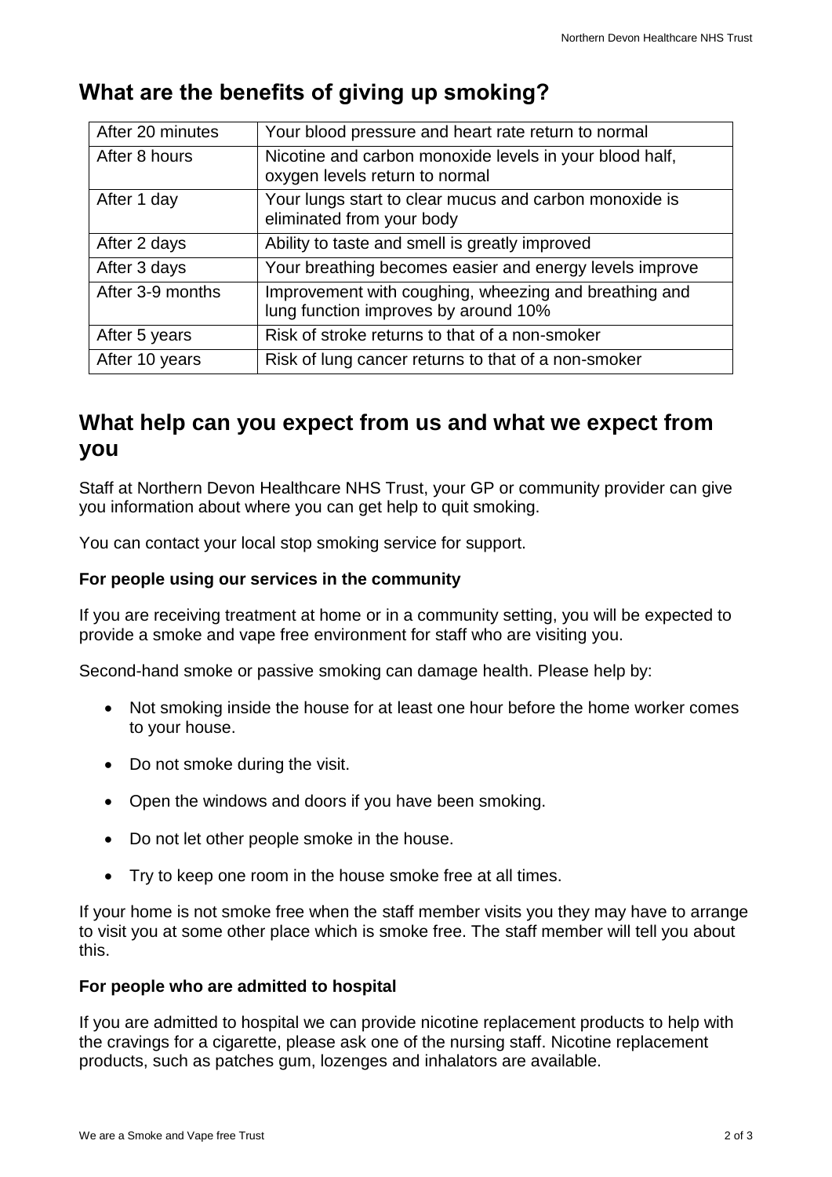## What are the benefits of giving up smoking?

| | |
|---|---|
| After 20 minutes | Your blood pressure and heart rate return to normal |
| After 8 hours | Nicotine and carbon monoxide levels in your blood half, oxygen levels return to normal |
| After 1 day | Your lungs start to clear mucus and carbon monoxide is eliminated from your body |
| After 2 days | Ability to taste and smell is greatly improved |
| After 3 days | Your breathing becomes easier and energy levels improve |
| After 3-9 months | Improvement with coughing, wheezing and breathing and lung function improves by around 10% |
| After 5 years | Risk of stroke returns to that of a non-smoker |
| After 10 years | Risk of lung cancer returns to that of a non-smoker |

## What help can you expect from us and what we expect from you

Staff at Northern Devon Healthcare NHS Trust, your GP or community provider can give you information about where you can get help to quit smoking.

You can contact your local stop smoking service for support.

**For people using our services in the community**

If you are receiving treatment at home or in a community setting, you will be expected to provide a smoke and vape free environment for staff who are visiting you.

Second-hand smoke or passive smoking can damage health. Please help by:

- Not smoking inside the house for at least one hour before the home worker comes to your house.
- Do not smoke during the visit.
- Open the windows and doors if you have been smoking.
- Do not let other people smoke in the house.
- Try to keep one room in the house smoke free at all times.

If your home is not smoke free when the staff member visits you they may have to arrange to visit you at some other place which is smoke free. The staff member will tell you about this.

**For people who are admitted to hospital**

If you are admitted to hospital we can provide nicotine replacement products to help with the cravings for a cigarette, please ask one of the nursing staff. Nicotine replacement products, such as patches gum, lozenges and inhalators are available.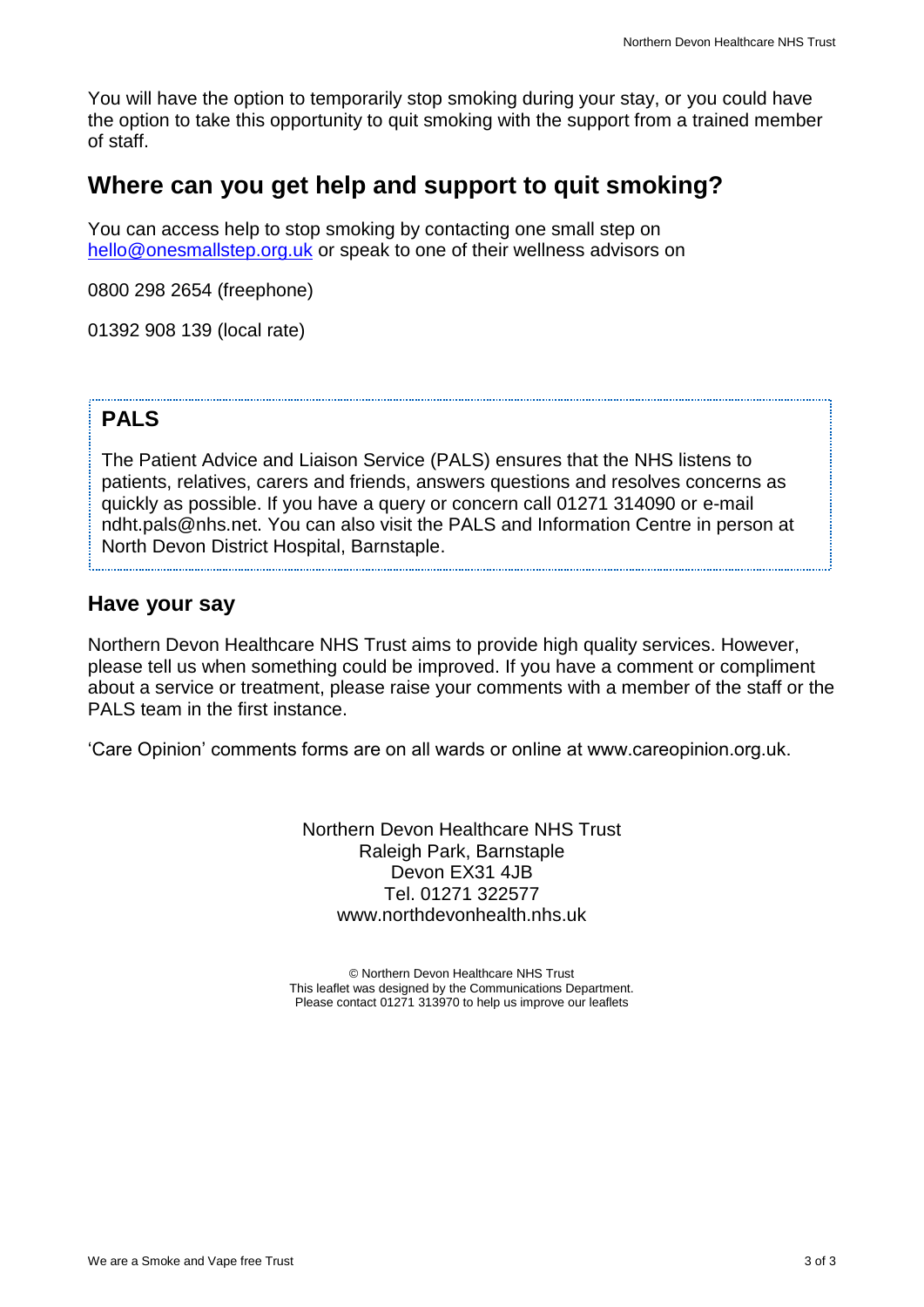You will have the option to temporarily stop smoking during your stay, or you could have the option to take this opportunity to quit smoking with the support from a trained member of staff.

## Where can you get help and support to quit smoking?

You can access help to stop smoking by contacting one small step on hello@onesmallstep.org.uk or speak to one of their wellness advisors on

0800 298 2654 (freephone)

01392 908 139 (local rate)

### PALS

The Patient Advice and Liaison Service (PALS) ensures that the NHS listens to patients, relatives, carers and friends, answers questions and resolves concerns as quickly as possible. If you have a query or concern call 01271 314090 or e-mail ndht.pals@nhs.net. You can also visit the PALS and Information Centre in person at North Devon District Hospital, Barnstaple.

### Have your say

Northern Devon Healthcare NHS Trust aims to provide high quality services. However, please tell us when something could be improved. If you have a comment or compliment about a service or treatment, please raise your comments with a member of the staff or the PALS team in the first instance.

'Care Opinion' comments forms are on all wards or online at www.careopinion.org.uk.

Northern Devon Healthcare NHS Trust
Raleigh Park, Barnstaple
Devon EX31 4JB
Tel. 01271 322577
www.northdevonhealth.nhs.uk

© Northern Devon Healthcare NHS Trust
This leaflet was designed by the Communications Department.
Please contact 01271 313970 to help us improve our leaflets